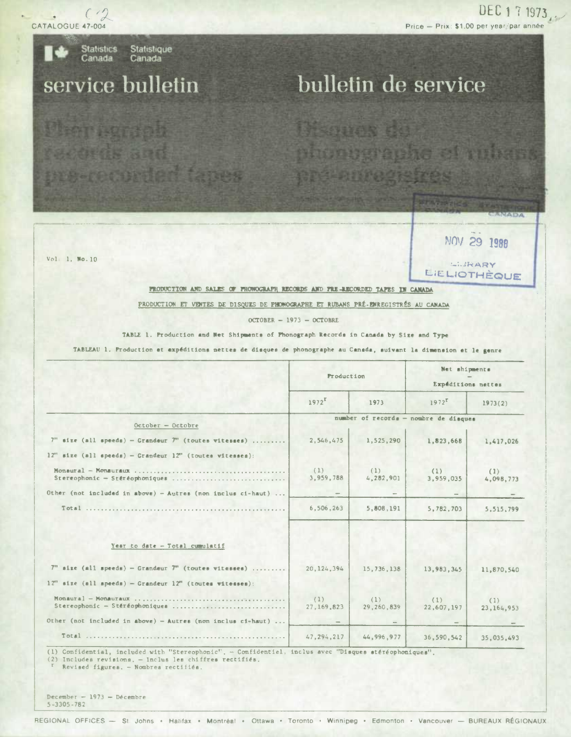CATALOGUE 47-004

DEC 17 1973

Price — Prix: $1.00 per year/par année

Statistics Canada — Statistique Canada

# service bulletin — bulletin de service

## Phonograph records and pre-recorded tapes — Disques de phonographe et rubans pré-enregistrés

STATISTICS CANADA — STATISTIQUE CANADA
NOV 29 1988
LIBRARY — BIBLIOTHÈQUE

Vol. 1, No. 10

### PRODUCTION AND SALES OF PHONOGRAPH RECORDS AND PRE-RECORDED TAPES IN CANADA

### PRODUCTION ET VENTES DE DISQUES DE PHONOGRAPHE ET RUBANS PRÉ-ENREGISTRÉS AU CANADA

OCTOBER — 1973 — OCTOBRE

TABLE 1. Production and Net Shipments of Phonograph Records in Canada by Size and Type

TABLEAU 1. Production et expéditions nettes de disques de phonographe au Canada, suivant la dimension et le genre

| | Production | | Net shipments — Expéditions nettes | |
|---|---|---|---|---|
| | 1972[r] | 1973 | 1972[r] | 1973(2) |
| | number of records — nombre de disques | | | |
| **October — Octobre** | | | | |
| 7" size (all speeds) — Grandeur 7" (toutes vitesses) | 2,546,475 | 1,525,290 | 1,823,668 | 1,417,026 |
| 12" size (all speeds) — Grandeur 12" (toutes vitesses): | | | | |
| Monaural — Monauraux | (1) | (1) | (1) | (1) |
| Stereophonic — Stéréophoniques | 3,959,788 | 4,282,901 | 3,959,035 | 4,098,773 |
| Other (not included in above) — Autres (non inclus ci-haut) | – | – | – | – |
| Total | 6,506,263 | 5,808,191 | 5,782,703 | 5,515,799 |
| **Year to date — Total cumulatif** | | | | |
| 7" size (all speeds) — Grandeur 7" (toutes vitesses) | 20,124,394 | 15,736,138 | 13,983,345 | 11,870,540 |
| 12" size (all speeds) — Grandeur 12" (toutes vitesses): | | | | |
| Monaural — Monauraux | (1) | (1) | (1) | (1) |
| Stereophonic — Stéréophoniques | 27,169,823 | 29,260,839 | 22,607,197 | 23,164,953 |
| Other (not included in above) — Autres (non inclus ci-haut) | – | – | – | – |
| Total | 47,294,217 | 44,996,977 | 36,590,542 | 35,035,493 |

(1) Confidential, included with "Stereophonic". — Confidentiel, inclus avec "Disques stéréophoniques".
(2) Includes revisions. — Inclus les chiffres rectifiés.
r Revised figures. — Nombres rectifiés.

December — 1973 — Décembre
5-3305-782

REGIONAL OFFICES — St. John's • Halifax • Montréal • Ottawa • Toronto • Winnipeg • Edmonton • Vancouver — BUREAUX RÉGIONAUX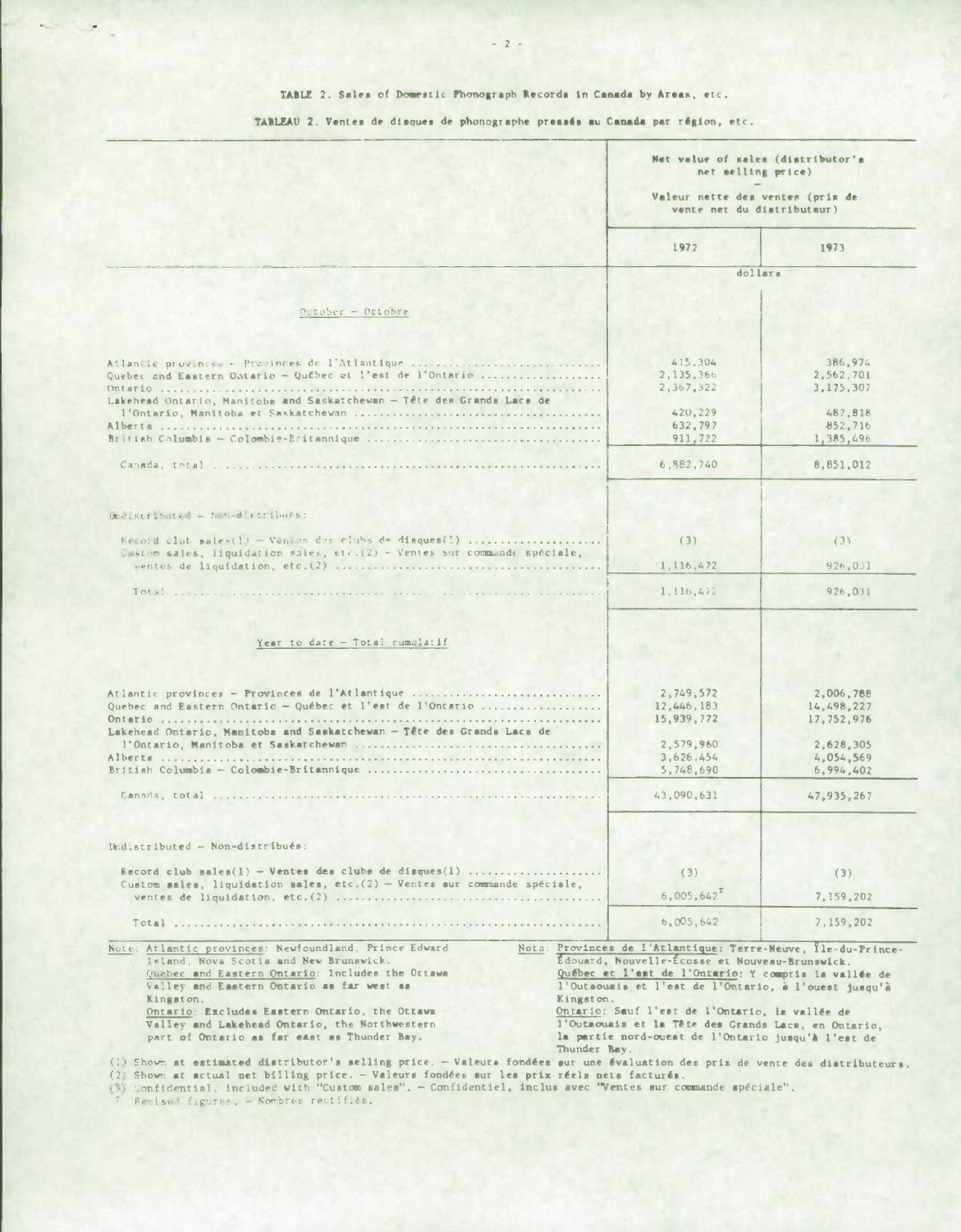**TABLE 2. Sales of Domestic Phonograph Records in Canada by Areas, etc.**

**TABLEAU 2. Ventes de disques de phonographe pressés au Canada par région, etc.**

| | Net value of sales (distributor's net selling price) — Valeur nette des ventes (prix de vente net du distributeur) | |
|---|---|---|
| | 1972 | 1973 |
| | dollars | |
| **October – Octobre** | | |
| Atlantic provinces – Provinces de l'Atlantique | 415,304 | 386,974 |
| Quebec and Eastern Ontario – Québec et l'est de l'Ontario | 2,135,366 | 2,562,701 |
| Ontario | 2,367,322 | 3,175,307 |
| Lakehead Ontario, Manitoba and Saskatchewan – Tête des Grands Lacs de l'Ontario, Manitoba et Saskatchewan | 420,229 | 487,818 |
| Alberta | 632,797 | 852,716 |
| British Columbia – Colombie-Britannique | 911,722 | 1,385,496 |
| Canada, total | 6,882,740 | 8,851,012 |
| Undistributed – Non-distribués: | | |
| Record club sales(1) – Ventes des clubs de disques(1) | (3) | (3) |
| Custom sales, liquidation sales, etc.(2) – Ventes sur commande spéciale, ventes de liquidation, etc.(2) | 1,116,472 | 926,031 |
| Total | 1,116,472 | 926,031 |
| **Year to date – Total cumulatif** | | |
| Atlantic provinces – Provinces de l'Atlantique | 2,749,572 | 2,006,788 |
| Quebec and Eastern Ontario – Québec et l'est de l'Ontario | 12,446,183 | 14,498,227 |
| Ontario | 15,939,772 | 17,752,976 |
| Lakehead Ontario, Manitoba and Saskatchewan – Tête des Grands Lacs de l'Ontario, Manitoba et Saskatchewan | 2,579,960 | 2,628,305 |
| Alberta | 3,626,454 | 4,054,569 |
| British Columbia – Colombie-Britannique | 5,748,690 | 6,994,402 |
| Canada, total | 43,090,631 | 47,935,267 |
| Undistributed – Non-distribués: | | |
| Record club sales(1) – Ventes des clubs de disques(1) | (3) | (3) |
| Custom sales, liquidation sales, etc.(2) – Ventes sur commande spéciale, ventes de liquidation, etc.(2) | 6,005,642[r] | 7,159,202 |
| Total | 6,005,642 | 7,159,202 |

Note: Atlantic provinces: Newfoundland, Prince Edward Island, Nova Scotia and New Brunswick.
Quebec and Eastern Ontario: Includes the Ottawa Valley and Eastern Ontario as far west as Kingston.
Ontario: Excludes Eastern Ontario, the Ottawa Valley and Lakehead Ontario, the Northwestern part of Ontario as far east as Thunder Bay.

Nota: Provinces de l'Atlantique: Terre-Neuve, Île-du-Prince-Édouard, Nouvelle-Écosse et Nouveau-Brunswick.
Québec et l'est de l'Ontario: Y compris la vallée de l'Outaouais et l'est de l'Ontario, à l'ouest jusqu'à Kingston.
Ontario: Sauf l'est de l'Ontario, la vallée de l'Outaouais et la Tête des Grands Lacs, en Ontario, la partie nord-ouest de l'Ontario jusqu'à l'est de Thunder Bay.

(1) Shown at estimated distributor's selling price. – Valeurs fondées sur une évaluation des prix de vente des distributeurs.
(2) Shown at actual net billing price. – Valeurs fondées sur les prix réels nets facturés.
(3) Confidential, included with "Custom sales". – Confidentiel, inclus avec "Ventes sur commande spéciale".
r Revised figures. – Nombres rectifiés.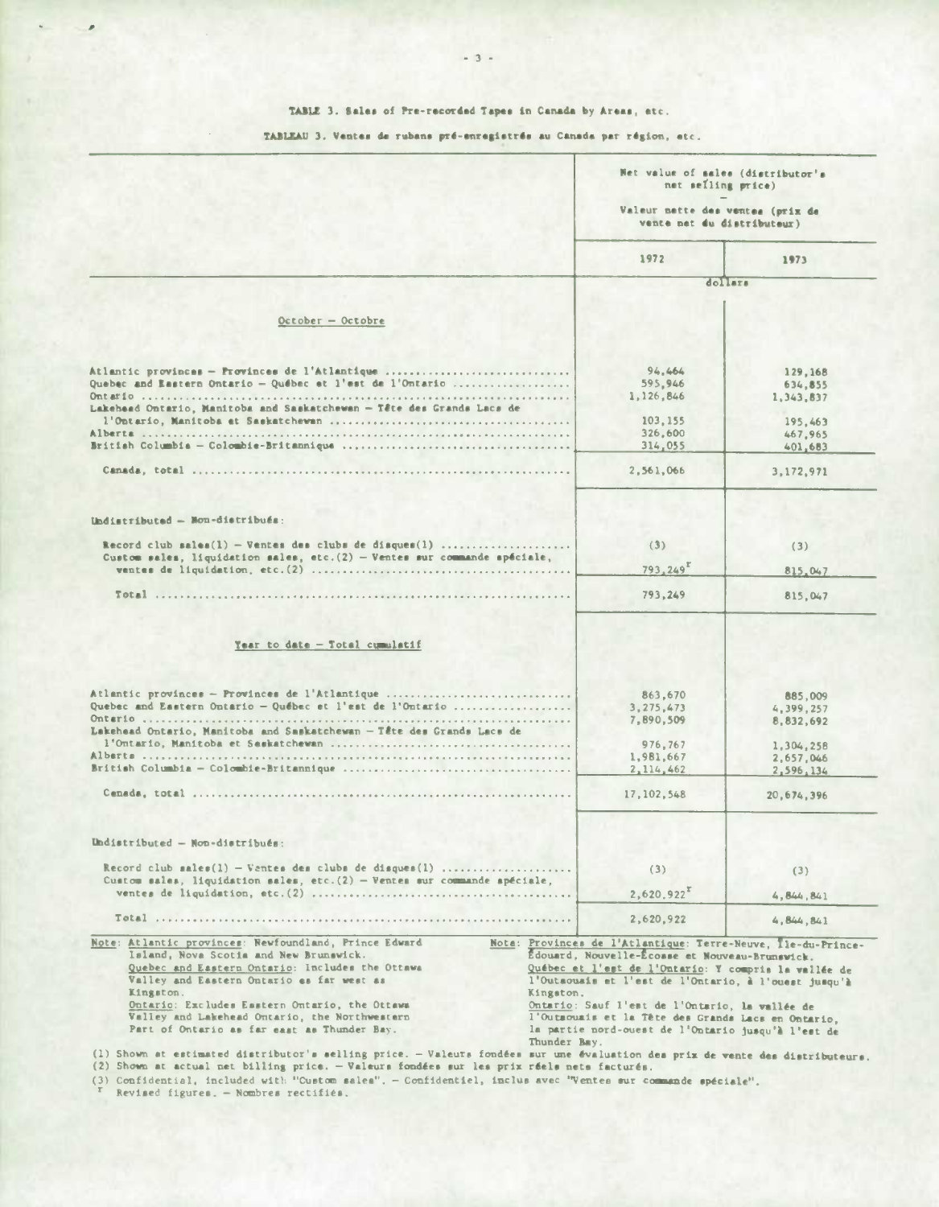TABLE 3. Sales of Pre-recorded Tapes in Canada by Areas, etc.

TABLEAU 3. Ventes de rubans pré-enregistrés au Canada par région, etc.

| | Net value of sales (distributor's net selling price) — Valeur nette des ventes (prix de vente net du distributeur) | |
|---|---|---|
| | 1972 | 1973 |
| | dollars | |
| **October — Octobre** | | |
| Atlantic provinces — Provinces de l'Atlantique | 94,464 | 129,168 |
| Quebec and Eastern Ontario — Québec et l'est de l'Ontario | 595,946 | 634,855 |
| Ontario | 1,126,846 | 1,343,837 |
| Lakehead Ontario, Manitoba and Saskatchewan — Tête des Grands Lacs de l'Ontario, Manitoba et Saskatchewan | 103,155 | 195,463 |
| Alberta | 326,600 | 467,965 |
| British Columbia — Colombie-Britannique | 314,055 | 401,683 |
| Canada, total | 2,561,066 | 3,172,971 |
| Undistributed — Non-distribués: | | |
| Record club sales(1) — Ventes des clubs de disques(1) | (3) | (3) |
| Custom sales, liquidation sales, etc.(2) — Ventes sur commande spéciale, ventes de liquidation, etc.(2) | 793,249[r] | 815,047 |
| Total | 793,249 | 815,047 |
| **Year to date — Total cumulatif** | | |
| Atlantic provinces — Provinces de l'Atlantique | 863,670 | 885,009 |
| Quebec and Eastern Ontario — Québec et l'est de l'Ontario | 3,275,473 | 4,399,257 |
| Ontario | 7,890,509 | 8,832,692 |
| Lakehead Ontario, Manitoba and Saskatchewan — Tête des Grands Lacs de l'Ontario, Manitoba et Saskatchewan | 976,767 | 1,304,258 |
| Alberta | 1,981,667 | 2,657,046 |
| British Columbia — Colombie-Britannique | 2,114,462 | 2,596,134 |
| Canada, total | 17,102,548 | 20,674,396 |
| Undistributed — Non-distribués: | | |
| Record club sales(1) — Ventes des clubs de disques(1) | (3) | (3) |
| Custom sales, liquidation sales, etc.(2) — Ventes sur commande spéciale, ventes de liquidation, etc.(2) | 2,620,922[r] | 4,844,841 |
| Total | 2,620,922 | 4,844,841 |

Note: Atlantic provinces: Newfoundland, Prince Edward Island, Nova Scotia and New Brunswick.
Quebec and Eastern Ontario: Includes the Ottawa Valley and Eastern Ontario as far west as Kingston.
Ontario: Excludes Eastern Ontario, the Ottawa Valley and Lakehead Ontario, the Northwestern Part of Ontario as far east as Thunder Bay.

Nota: Provinces de l'Atlantique: Terre-Neuve, Île-du-Prince-Édouard, Nouvelle-Écosse et Nouveau-Brunswick.
Québec et l'est de l'Ontario: Y compris la vallée de l'Outaouais et l'est de l'Ontario, à l'ouest jusqu'à Kingston.
Ontario: Sauf l'est de l'Ontario, la vallée de l'Outaouais et la Tête des Grands Lacs en Ontario, la partie nord-ouest de l'Ontario jusqu'à l'est de Thunder Bay.

(1) Shown at estimated distributor's selling price. — Valeurs fondées sur une évaluation des prix de vente des distributeurs.
(2) Shown at actual net billing price. — Valeurs fondées sur les prix réels nets facturés.
(3) Confidential, included with "Custom sales". — Confidentiel, inclus avec "Ventes sur commande spéciale".
r Revised figures. — Nombres rectifiés.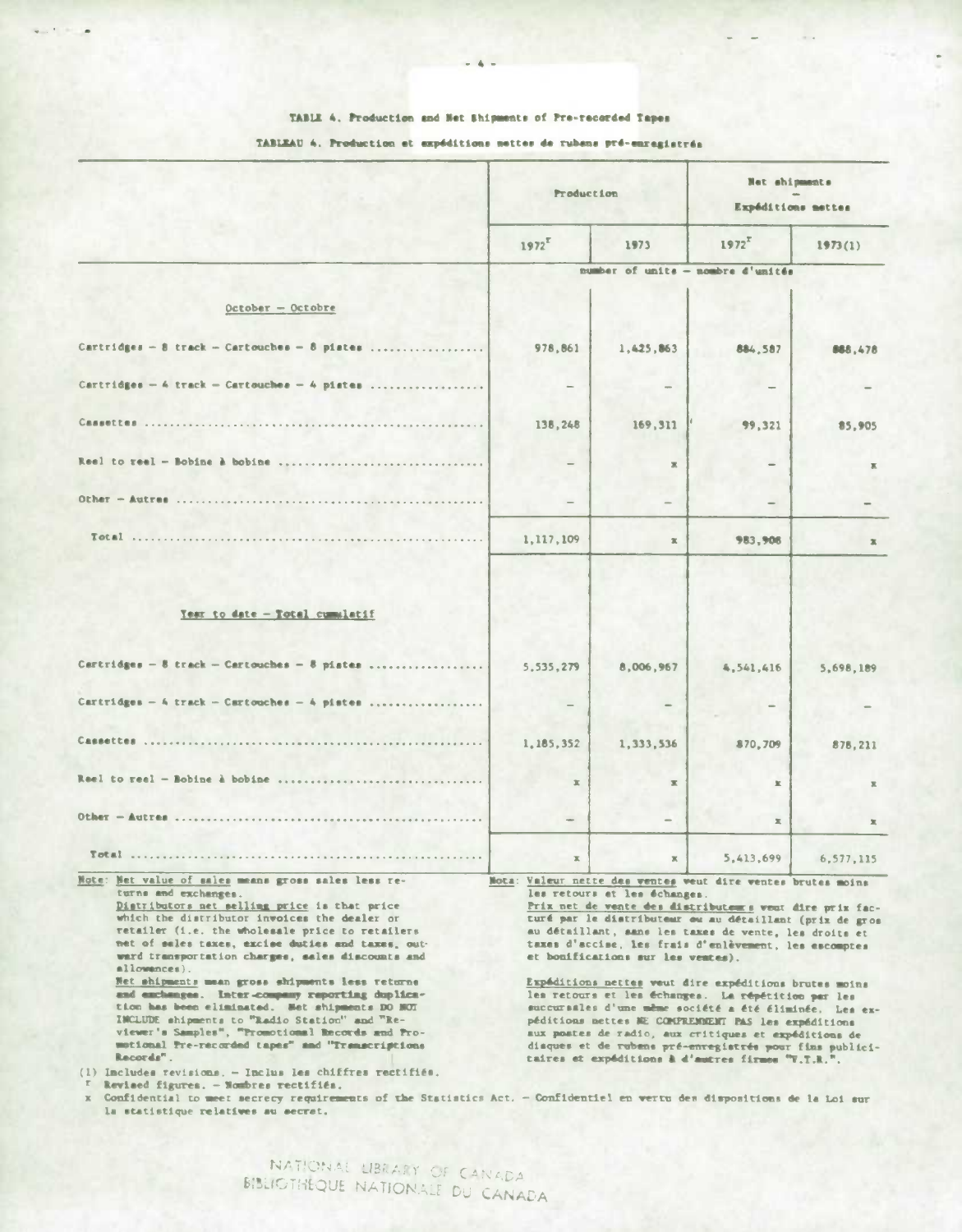TABLE 4. Production and Net Shipments of Pre-recorded Tapes

TABLEAU 4. Production et expéditions nettes de rubans pré-enregistrés

| | Production | | Net shipments — Expéditions nettes | |
|---|---|---|---|---|
| | 1972[r] | 1973 | 1972[r] | 1973(1) |
| | number of units — nombre d'unités | | | |
| **October — Octobre** | | | | |
| Cartridges — 8 track — Cartouches — 8 pistes | 978,861 | 1,425,863 | 884,587 | 888,478 |
| Cartridges — 4 track — Cartouches — 4 pistes | – | – | – | – |
| Cassettes | 138,248 | 169,311 | 99,321 | 85,905 |
| Reel to reel — Bobine à bobine | – | x | – | x |
| Other — Autres | – | – | – | – |
| Total | 1,117,109 | x | 983,908 | x |
| **Year to date — Total cumulatif** | | | | |
| Cartridges — 8 track — Cartouches — 8 pistes | 5,535,279 | 8,006,967 | 4,541,416 | 5,698,189 |
| Cartridges — 4 track — Cartouches — 4 pistes | – | – | – | – |
| Cassettes | 1,185,352 | 1,333,536 | 870,709 | 878,211 |
| Reel to reel — Bobine à bobine | x | x | x | x |
| Other — Autres | – | – | x | x |
| Total | x | x | 5,413,699 | 6,577,115 |

Note: Net value of sales means gross sales less returns and exchanges.
Distributors net selling price is that price which the distributor invoices the dealer or retailer (i.e. the wholesale price to retailers net of sales taxes, excise duties and taxes, outward transportation charges, sales discounts and allowances).
Net shipments mean gross shipments less returns and exchanges. Inter-company reporting duplication has been eliminated. Net shipments DO NOT INCLUDE shipments to "Radio Station" and "Reviewer's Samples", "Promotional Records and Promotional Pre-recorded tapes" and "Transcriptions Records".

Nota: Valeur nette des ventes veut dire ventes brutes moins les retours et les échanges.
Prix net de vente des distributeurs veut dire prix facturé par le distributeur ou au détaillant (prix de gros au détaillant, sans les taxes de vente, les droits et taxes d'accise, les frais d'enlèvement, les escomptes et bonifications sur les ventes).
Expéditions nettes veut dire expéditions brutes moins les retours et les échanges. La répétition par les succursales d'une même société a été éliminée. Les expéditions nettes NE COMPRENNENT PAS les expéditions aux postes de radio, aux critiques et expéditions de disques et de rubans pré-enregistrés pour fins publicitaires et expéditions à d'autres firmes "V.T.R.".

(1) Includes revisions. — Inclus les chiffres rectifiés.
r Revised figures. — Nombres rectifiés.
x Confidential to meet secrecy requirements of the Statistics Act. — Confidentiel en vertu des dispositions de la Loi sur la statistique relatives au secret.

NATIONAL LIBRARY OF CANADA
BIBLIOTHÈQUE NATIONALE DU CANADA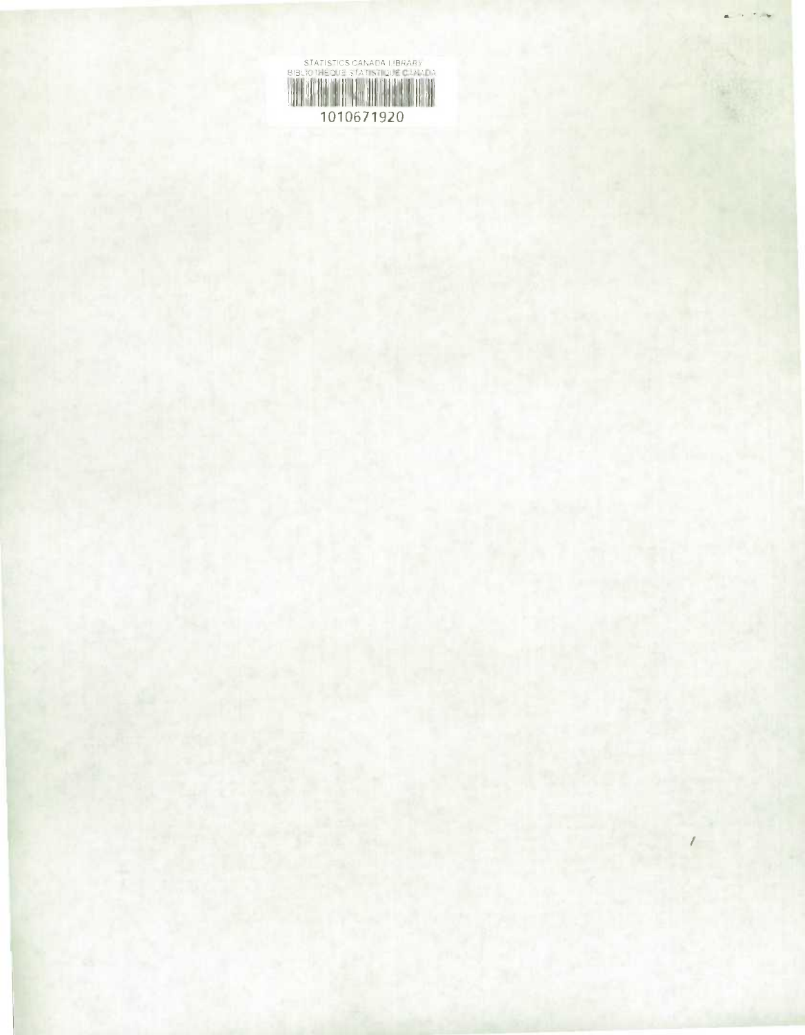STATISTICS CANADA LIBRARY
BIBLIOTHEQUE STATISTIQUE CANADA

1010671920